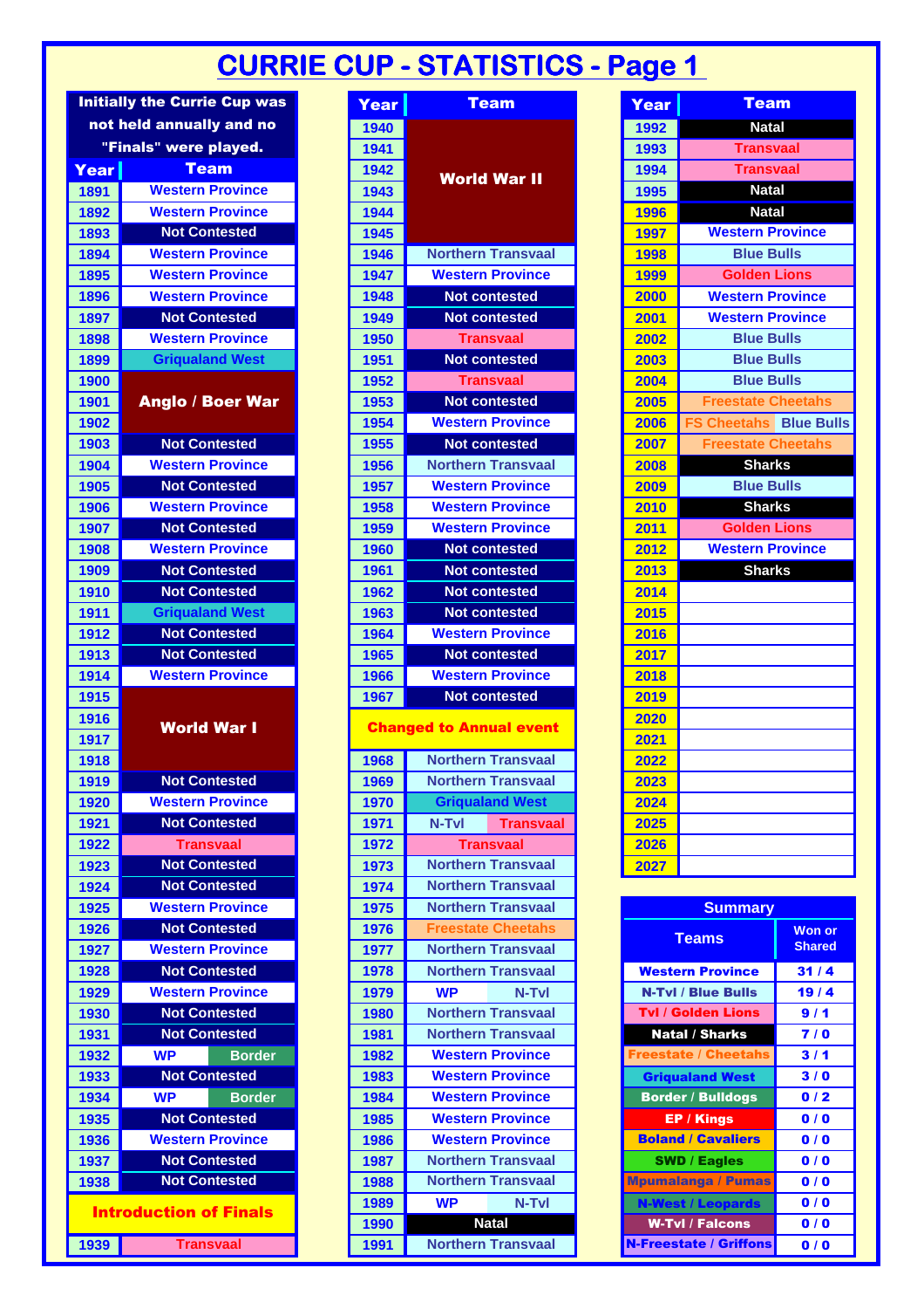# CURRIE CUP - STATISTICS - Page 1

Initially the Currie Cup was not held annually and no "Finals" were played.

| Year | Team | |
|---|---|---|
| 1891 | Western Province | |
| 1892 | Western Province | |
| 1893 | Not Contested | |
| 1894 | Western Province | |
| 1895 | Western Province | |
| 1896 | Western Province | |
| 1897 | Not Contested | |
| 1898 | Western Province | |
| 1899 | Griqualand West | |
| 1900 | Anglo / Boer War | |
| 1901 | Anglo / Boer War | |
| 1902 | Anglo / Boer War | |
| 1903 | Not Contested | |
| 1904 | Western Province | |
| 1905 | Not Contested | |
| 1906 | Western Province | |
| 1907 | Not Contested | |
| 1908 | Western Province | |
| 1909 | Not Contested | |
| 1910 | Not Contested | |
| 1911 | Griqualand West | |
| 1912 | Not Contested | |
| 1913 | Not Contested | |
| 1914 | Western Province | |
| 1915 | World War I | |
| 1916 | World War I | |
| 1917 | World War I | |
| 1918 | World War I | |
| 1919 | Not Contested | |
| 1920 | Western Province | |
| 1921 | Not Contested | |
| 1922 | Transvaal | |
| 1923 | Not Contested | |
| 1924 | Not Contested | |
| 1925 | Western Province | |
| 1926 | Not Contested | |
| 1927 | Western Province | |
| 1928 | Not Contested | |
| 1929 | Western Province | |
| 1930 | Not Contested | |
| 1931 | Not Contested | |
| 1932 | WP | Border |
| 1933 | Not Contested | |
| 1934 | WP | Border |
| 1935 | Not Contested | |
| 1936 | Western Province | |
| 1937 | Not Contested | |
| 1938 | Not Contested | |
| | **Introduction of Finals** | |
| 1939 | Transvaal | |

| Year | Team | |
|---|---|---|
| 1940 | World War II | |
| 1941 | World War II | |
| 1942 | World War II | |
| 1943 | World War II | |
| 1944 | World War II | |
| 1945 | World War II | |
| 1946 | Northern Transvaal | |
| 1947 | Western Province | |
| 1948 | Not contested | |
| 1949 | Not contested | |
| 1950 | Transvaal | |
| 1951 | Not contested | |
| 1952 | Transvaal | |
| 1953 | Not contested | |
| 1954 | Western Province | |
| 1955 | Not contested | |
| 1956 | Northern Transvaal | |
| 1957 | Western Province | |
| 1958 | Western Province | |
| 1959 | Western Province | |
| 1960 | Not contested | |
| 1961 | Not contested | |
| 1962 | Not contested | |
| 1963 | Not contested | |
| 1964 | Western Province | |
| 1965 | Not contested | |
| 1966 | Western Province | |
| 1967 | Not contested | |
| | **Changed to Annual event** | |
| 1968 | Northern Transvaal | |
| 1969 | Northern Transvaal | |
| 1970 | Griqualand West | |
| 1971 | N-Tvl | Transvaal |
| 1972 | Transvaal | |
| 1973 | Northern Transvaal | |
| 1974 | Northern Transvaal | |
| 1975 | Northern Transvaal | |
| 1976 | Freestate Cheetahs | |
| 1977 | Northern Transvaal | |
| 1978 | Northern Transvaal | |
| 1979 | WP | N-Tvl |
| 1980 | Northern Transvaal | |
| 1981 | Northern Transvaal | |
| 1982 | Western Province | |
| 1983 | Western Province | |
| 1984 | Western Province | |
| 1985 | Western Province | |
| 1986 | Western Province | |
| 1987 | Northern Transvaal | |
| 1988 | Northern Transvaal | |
| 1989 | WP | N-Tvl |
| 1990 | Natal | |
| 1991 | Northern Transvaal | |

| Year | Team | |
|---|---|---|
| 1992 | Natal | |
| 1993 | Transvaal | |
| 1994 | Transvaal | |
| 1995 | Natal | |
| 1996 | Natal | |
| 1997 | Western Province | |
| 1998 | Blue Bulls | |
| 1999 | Golden Lions | |
| 2000 | Western Province | |
| 2001 | Western Province | |
| 2002 | Blue Bulls | |
| 2003 | Blue Bulls | |
| 2004 | Blue Bulls | |
| 2005 | Freestate Cheetahs | |
| 2006 | FS Cheetahs | Blue Bulls |
| 2007 | Freestate Cheetahs | |
| 2008 | Sharks | |
| 2009 | Blue Bulls | |
| 2010 | Sharks | |
| 2011 | Golden Lions | |
| 2012 | Western Province | |
| 2013 | Sharks | |
| 2014 | | |
| 2015 | | |
| 2016 | | |
| 2017 | | |
| 2018 | | |
| 2019 | | |
| 2020 | | |
| 2021 | | |
| 2022 | | |
| 2023 | | |
| 2024 | | |
| 2025 | | |
| 2026 | | |
| 2027 | | |

## Summary

| Teams | Won or Shared |
|---|---|
| Western Province | 31 / 4 |
| N-Tvl / Blue Bulls | 19 / 4 |
| Tvl / Golden Lions | 9 / 1 |
| Natal / Sharks | 7 / 0 |
| Freestate / Cheetahs | 3 / 1 |
| Griqualand West | 3 / 0 |
| Border / Bulldogs | 0 / 2 |
| EP / Kings | 0 / 0 |
| Boland / Cavaliers | 0 / 0 |
| SWD / Eagles | 0 / 0 |
| Mpumalanga / Pumas | 0 / 0 |
| N-West / Leopards | 0 / 0 |
| W-Tvl / Falcons | 0 / 0 |
| N-Freestate / Griffons | 0 / 0 |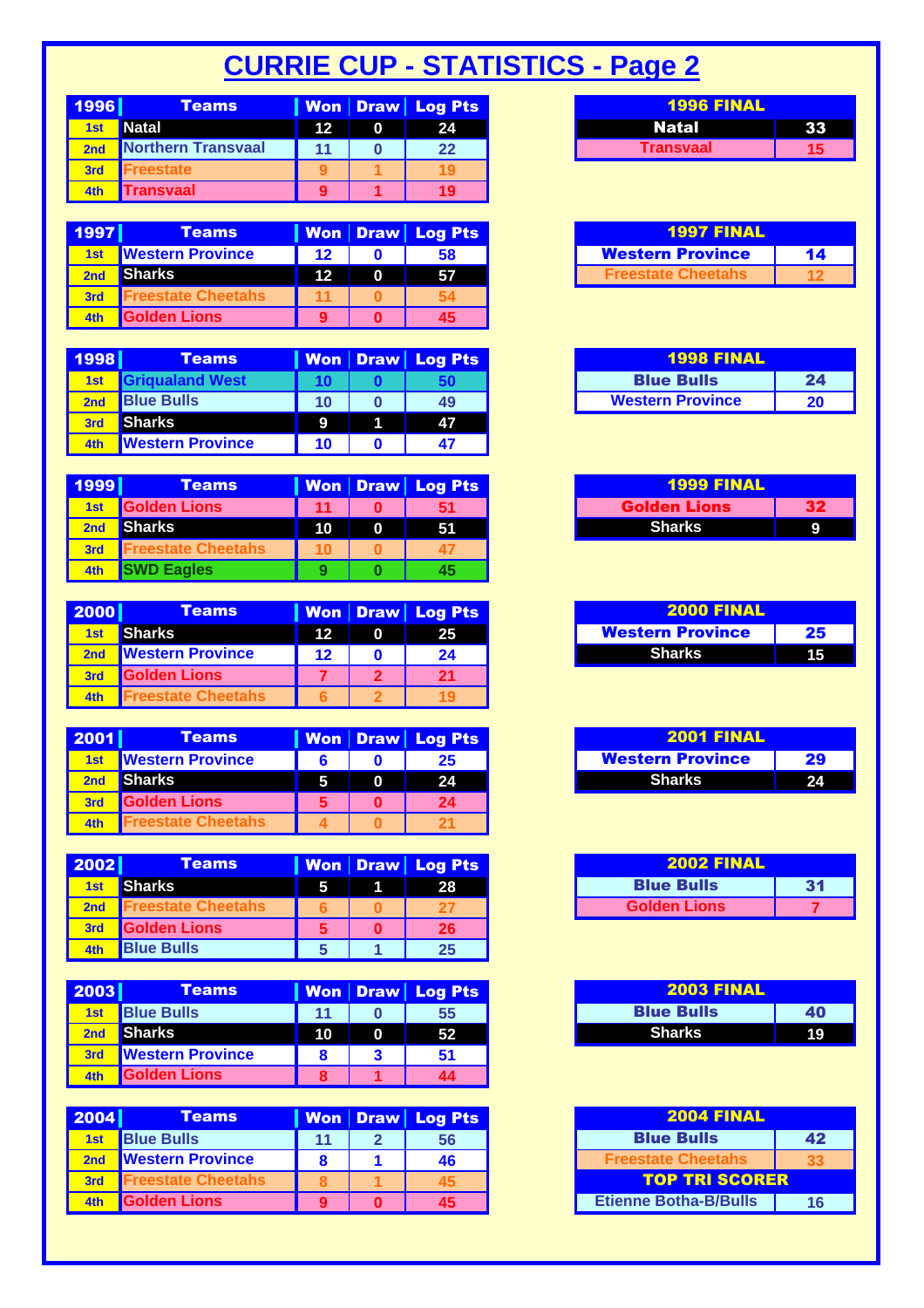# CURRIE CUP - STATISTICS - Page 2

| 1996 | Teams | Won | Draw | Log Pts |
|---|---|---|---|---|
| 1st | Natal | 12 | 0 | 24 |
| 2nd | Northern Transvaal | 11 | 0 | 22 |
| 3rd | Freestate | 9 | 1 | 19 |
| 4th | Transvaal | 9 | 1 | 19 |

| 1996 FINAL | |
|---|---|
| Natal | 33 |
| Transvaal | 15 |

| 1997 | Teams | Won | Draw | Log Pts |
|---|---|---|---|---|
| 1st | Western Province | 12 | 0 | 58 |
| 2nd | Sharks | 12 | 0 | 57 |
| 3rd | Freestate Cheetahs | 11 | 0 | 54 |
| 4th | Golden Lions | 9 | 0 | 45 |

| 1997 FINAL | |
|---|---|
| Western Province | 14 |
| Freestate Cheetahs | 12 |

| 1998 | Teams | Won | Draw | Log Pts |
|---|---|---|---|---|
| 1st | Griqualand West | 10 | 0 | 50 |
| 2nd | Blue Bulls | 10 | 0 | 49 |
| 3rd | Sharks | 9 | 1 | 47 |
| 4th | Western Province | 10 | 0 | 47 |

| 1998 FINAL | |
|---|---|
| Blue Bulls | 24 |
| Western Province | 20 |

| 1999 | Teams | Won | Draw | Log Pts |
|---|---|---|---|---|
| 1st | Golden Lions | 11 | 0 | 51 |
| 2nd | Sharks | 10 | 0 | 51 |
| 3rd | Freestate Cheetahs | 10 | 0 | 47 |
| 4th | SWD Eagles | 9 | 0 | 45 |

| 1999 FINAL | |
|---|---|
| Golden Lions | 32 |
| Sharks | 9 |

| 2000 | Teams | Won | Draw | Log Pts |
|---|---|---|---|---|
| 1st | Sharks | 12 | 0 | 25 |
| 2nd | Western Province | 12 | 0 | 24 |
| 3rd | Golden Lions | 7 | 2 | 21 |
| 4th | Freestate Cheetahs | 6 | 2 | 19 |

| 2000 FINAL | |
|---|---|
| Western Province | 25 |
| Sharks | 15 |

| 2001 | Teams | Won | Draw | Log Pts |
|---|---|---|---|---|
| 1st | Western Province | 6 | 0 | 25 |
| 2nd | Sharks | 5 | 0 | 24 |
| 3rd | Golden Lions | 5 | 0 | 24 |
| 4th | Freestate Cheetahs | 4 | 0 | 21 |

| 2001 FINAL | |
|---|---|
| Western Province | 29 |
| Sharks | 24 |

| 2002 | Teams | Won | Draw | Log Pts |
|---|---|---|---|---|
| 1st | Sharks | 5 | 1 | 28 |
| 2nd | Freestate Cheetahs | 6 | 0 | 27 |
| 3rd | Golden Lions | 5 | 0 | 26 |
| 4th | Blue Bulls | 5 | 1 | 25 |

| 2002 FINAL | |
|---|---|
| Blue Bulls | 31 |
| Golden Lions | 7 |

| 2003 | Teams | Won | Draw | Log Pts |
|---|---|---|---|---|
| 1st | Blue Bulls | 11 | 0 | 55 |
| 2nd | Sharks | 10 | 0 | 52 |
| 3rd | Western Province | 8 | 3 | 51 |
| 4th | Golden Lions | 8 | 1 | 44 |

| 2003 FINAL | |
|---|---|
| Blue Bulls | 40 |
| Sharks | 19 |

| 2004 | Teams | Won | Draw | Log Pts |
|---|---|---|---|---|
| 1st | Blue Bulls | 11 | 2 | 56 |
| 2nd | Western Province | 8 | 1 | 46 |
| 3rd | Freestate Cheetahs | 8 | 1 | 45 |
| 4th | Golden Lions | 9 | 0 | 45 |

| 2004 FINAL | |
|---|---|
| Blue Bulls | 42 |
| Freestate Cheetahs | 33 |
| **TOP TRI SCORER** | |
| Etienne Botha-B/Bulls | 16 |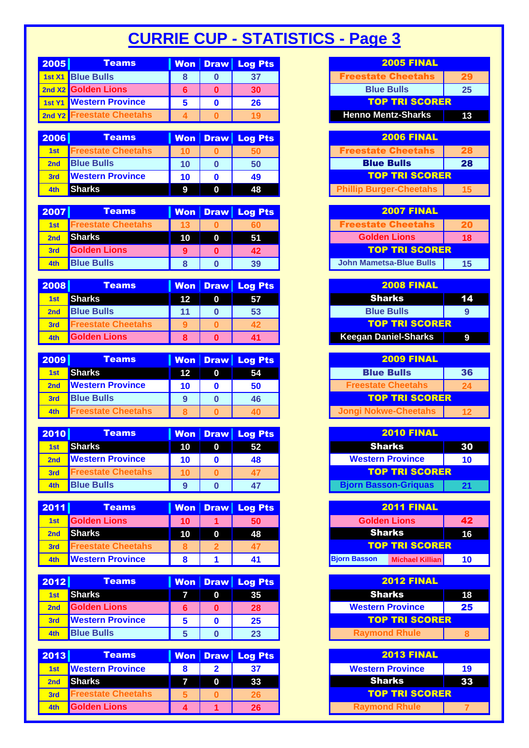# CURRIE CUP - STATISTICS - Page 3

| 2005 | Teams | Won | Draw | Log Pts |
|---|---|---|---|---|
| 1st X1 | Blue Bulls | 8 | 0 | 37 |
| 2nd X2 | Golden Lions | 6 | 0 | 30 |
| 1st Y1 | Western Province | 5 | 0 | 26 |
| 2nd Y2 | Freestate Cheetahs | 4 | 0 | 19 |

| 2005 FINAL | |
|---|---|
| Freestate Cheetahs | 29 |
| Blue Bulls | 25 |
| TOP TRI SCORER | |
| Henno Mentz-Sharks | 13 |

| 2006 | Teams | Won | Draw | Log Pts |
|---|---|---|---|---|
| 1st | Freestate Cheetahs | 10 | 0 | 50 |
| 2nd | Blue Bulls | 10 | 0 | 50 |
| 3rd | Western Province | 10 | 0 | 49 |
| 4th | Sharks | 9 | 0 | 48 |

| 2006 FINAL | |
|---|---|
| Freestate Cheetahs | 28 |
| Blue Bulls | 28 |
| TOP TRI SCORER | |
| Phillip Burger-Cheetahs | 15 |

| 2007 | Teams | Won | Draw | Log Pts |
|---|---|---|---|---|
| 1st | Freestate Cheetahs | 13 | 0 | 60 |
| 2nd | Sharks | 10 | 0 | 51 |
| 3rd | Golden Lions | 9 | 0 | 42 |
| 4th | Blue Bulls | 8 | 0 | 39 |

| 2007 FINAL | |
|---|---|
| Freestate Cheetahs | 20 |
| Golden Lions | 18 |
| TOP TRI SCORER | |
| John Mametsa-Blue Bulls | 15 |

| 2008 | Teams | Won | Draw | Log Pts |
|---|---|---|---|---|
| 1st | Sharks | 12 | 0 | 57 |
| 2nd | Blue Bulls | 11 | 0 | 53 |
| 3rd | Freestate Cheetahs | 9 | 0 | 42 |
| 4th | Golden Lions | 8 | 0 | 41 |

| 2008 FINAL | |
|---|---|
| Sharks | 14 |
| Blue Bulls | 9 |
| TOP TRI SCORER | |
| Keegan Daniel-Sharks | 9 |

| 2009 | Teams | Won | Draw | Log Pts |
|---|---|---|---|---|
| 1st | Sharks | 12 | 0 | 54 |
| 2nd | Western Province | 10 | 0 | 50 |
| 3rd | Blue Bulls | 9 | 0 | 46 |
| 4th | Freestate Cheetahs | 8 | 0 | 40 |

| 2009 FINAL | |
|---|---|
| Blue Bulls | 36 |
| Freestate Cheetahs | 24 |
| TOP TRI SCORER | |
| Jongi Nokwe-Cheetahs | 12 |

| 2010 | Teams | Won | Draw | Log Pts |
|---|---|---|---|---|
| 1st | Sharks | 10 | 0 | 52 |
| 2nd | Western Province | 10 | 0 | 48 |
| 3rd | Freestate Cheetahs | 10 | 0 | 47 |
| 4th | Blue Bulls | 9 | 0 | 47 |

| 2010 FINAL | |
|---|---|
| Sharks | 30 |
| Western Province | 10 |
| TOP TRI SCORER | |
| Bjorn Basson-Griquas | 21 |

| 2011 | Teams | Won | Draw | Log Pts |
|---|---|---|---|---|
| 1st | Golden Lions | 10 | 1 | 50 |
| 2nd | Sharks | 10 | 0 | 48 |
| 3rd | Freestate Cheetahs | 8 | 2 | 47 |
| 4th | Western Province | 8 | 1 | 41 |

| 2011 FINAL | |
|---|---|
| Golden Lions | 42 |
| Sharks | 16 |
| TOP TRI SCORER | |
| Bjorn Basson / Michael Killian | 10 |

| 2012 | Teams | Won | Draw | Log Pts |
|---|---|---|---|---|
| 1st | Sharks | 7 | 0 | 35 |
| 2nd | Golden Lions | 6 | 0 | 28 |
| 3rd | Western Province | 5 | 0 | 25 |
| 4th | Blue Bulls | 5 | 0 | 23 |

| 2012 FINAL | |
|---|---|
| Sharks | 18 |
| Western Province | 25 |
| TOP TRI SCORER | |
| Raymond Rhule | 8 |

| 2013 | Teams | Won | Draw | Log Pts |
|---|---|---|---|---|
| 1st | Western Province | 8 | 2 | 37 |
| 2nd | Sharks | 7 | 0 | 33 |
| 3rd | Freestate Cheetahs | 5 | 0 | 26 |
| 4th | Golden Lions | 4 | 1 | 26 |

| 2013 FINAL | |
|---|---|
| Western Province | 19 |
| Sharks | 33 |
| TOP TRI SCORER | |
| Raymond Rhule | 7 |